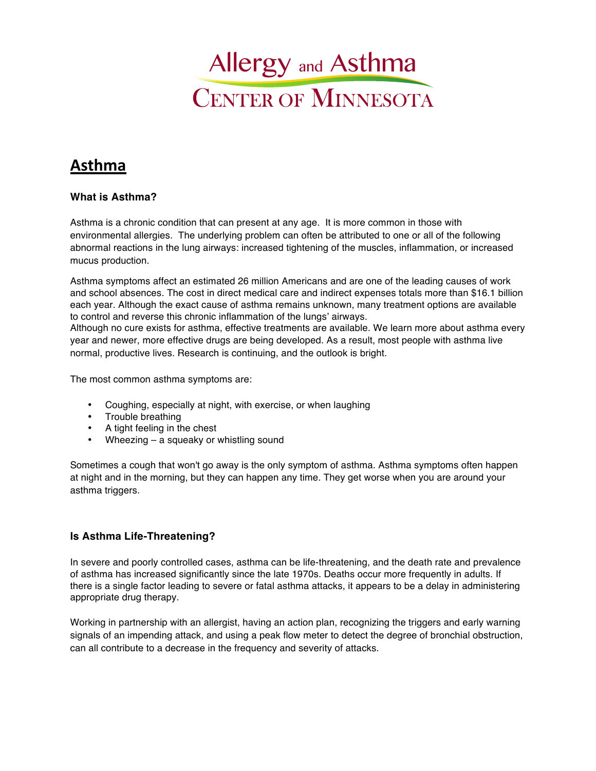# Allergy and Asthma Center of Minnesota

## Asthma

### What is Asthma?

Asthma is a chronic condition that can present at any age. It is more common in those with environmental allergies. The underlying problem can often be attributed to one or all of the following abnormal reactions in the lung airways: increased tightening of the muscles, inflammation, or increased mucus production.

Asthma symptoms affect an estimated 26 million Americans and are one of the leading causes of work and school absences. The cost in direct medical care and indirect expenses totals more than $16.1 billion each year. Although the exact cause of asthma remains unknown, many treatment options are available to control and reverse this chronic inflammation of the lungs' airways.
Although no cure exists for asthma, effective treatments are available. We learn more about asthma every year and newer, more effective drugs are being developed. As a result, most people with asthma live normal, productive lives. Research is continuing, and the outlook is bright.

The most common asthma symptoms are:

- Coughing, especially at night, with exercise, or when laughing
- Trouble breathing
- A tight feeling in the chest
- Wheezing – a squeaky or whistling sound

Sometimes a cough that won't go away is the only symptom of asthma. Asthma symptoms often happen at night and in the morning, but they can happen any time. They get worse when you are around your asthma triggers.

### Is Asthma Life-Threatening?

In severe and poorly controlled cases, asthma can be life-threatening, and the death rate and prevalence of asthma has increased significantly since the late 1970s. Deaths occur more frequently in adults. If there is a single factor leading to severe or fatal asthma attacks, it appears to be a delay in administering appropriate drug therapy.

Working in partnership with an allergist, having an action plan, recognizing the triggers and early warning signals of an impending attack, and using a peak flow meter to detect the degree of bronchial obstruction, can all contribute to a decrease in the frequency and severity of attacks.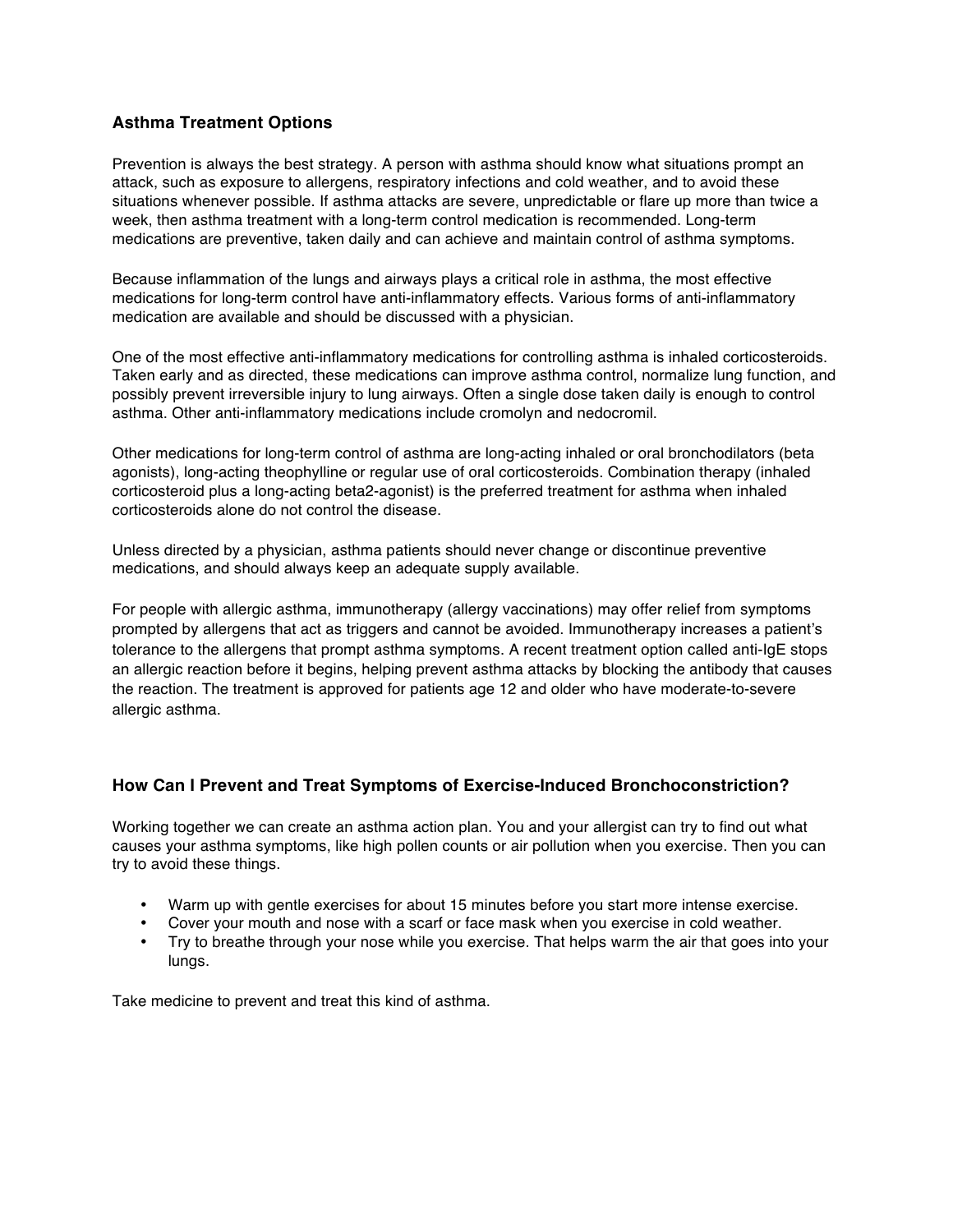## Asthma Treatment Options

Prevention is always the best strategy. A person with asthma should know what situations prompt an attack, such as exposure to allergens, respiratory infections and cold weather, and to avoid these situations whenever possible. If asthma attacks are severe, unpredictable or flare up more than twice a week, then asthma treatment with a long-term control medication is recommended. Long-term medications are preventive, taken daily and can achieve and maintain control of asthma symptoms.

Because inflammation of the lungs and airways plays a critical role in asthma, the most effective medications for long-term control have anti-inflammatory effects. Various forms of anti-inflammatory medication are available and should be discussed with a physician.

One of the most effective anti-inflammatory medications for controlling asthma is inhaled corticosteroids. Taken early and as directed, these medications can improve asthma control, normalize lung function, and possibly prevent irreversible injury to lung airways. Often a single dose taken daily is enough to control asthma. Other anti-inflammatory medications include cromolyn and nedocromil.

Other medications for long-term control of asthma are long-acting inhaled or oral bronchodilators (beta agonists), long-acting theophylline or regular use of oral corticosteroids. Combination therapy (inhaled corticosteroid plus a long-acting beta2-agonist) is the preferred treatment for asthma when inhaled corticosteroids alone do not control the disease.

Unless directed by a physician, asthma patients should never change or discontinue preventive medications, and should always keep an adequate supply available.

For people with allergic asthma, immunotherapy (allergy vaccinations) may offer relief from symptoms prompted by allergens that act as triggers and cannot be avoided. Immunotherapy increases a patient's tolerance to the allergens that prompt asthma symptoms. A recent treatment option called anti-IgE stops an allergic reaction before it begins, helping prevent asthma attacks by blocking the antibody that causes the reaction. The treatment is approved for patients age 12 and older who have moderate-to-severe allergic asthma.

## How Can I Prevent and Treat Symptoms of Exercise-Induced Bronchoconstriction?

Working together we can create an asthma action plan. You and your allergist can try to find out what causes your asthma symptoms, like high pollen counts or air pollution when you exercise. Then you can try to avoid these things.

- Warm up with gentle exercises for about 15 minutes before you start more intense exercise.
- Cover your mouth and nose with a scarf or face mask when you exercise in cold weather.
- Try to breathe through your nose while you exercise. That helps warm the air that goes into your lungs.

Take medicine to prevent and treat this kind of asthma.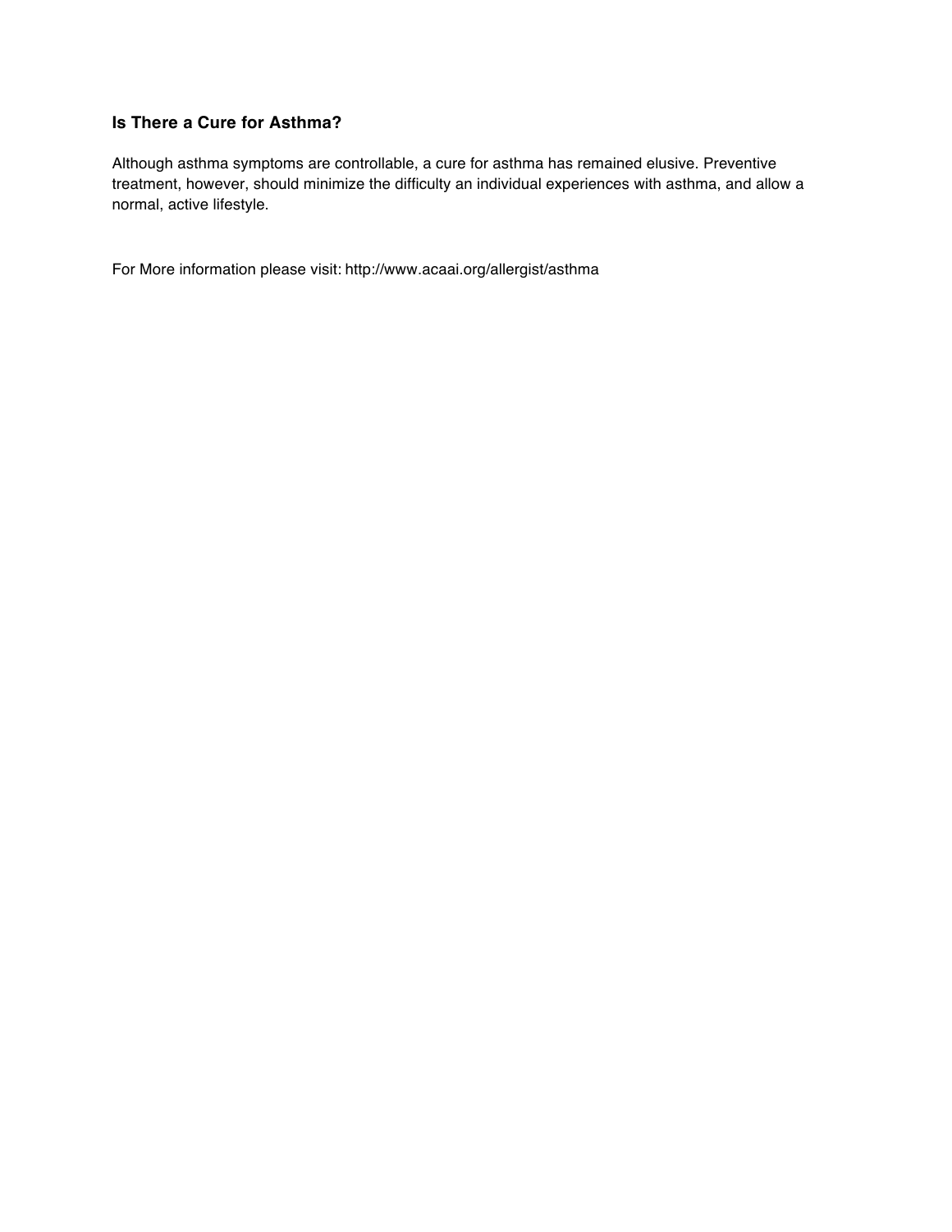### Is There a Cure for Asthma?

Although asthma symptoms are controllable, a cure for asthma has remained elusive. Preventive treatment, however, should minimize the difficulty an individual experiences with asthma, and allow a normal, active lifestyle.

For More information please visit: http://www.acaai.org/allergist/asthma